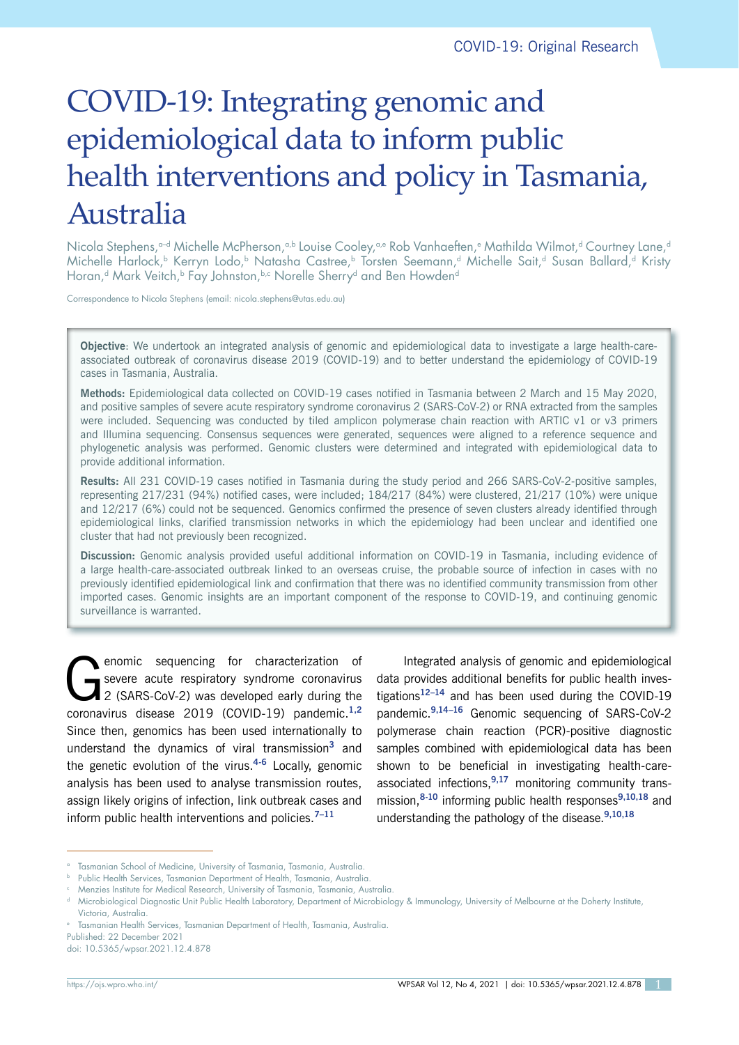COVID-19: Original Research

# COVID-19: Integrating genomic and epidemiological data to inform public health interventions and policy in Tasmania, Australia

Nicola Stephens,[a–d] Michelle McPherson,[a,b] Louise Cooley,[a,e] Rob Vanhaeften,[e] Mathilda Wilmot,[d] Courtney Lane,[d] Michelle Harlock,[b] Kerryn Lodo,[b] Natasha Castree,[b] Torsten Seemann,[d] Michelle Sait,[d] Susan Ballard,[d] Kristy Horan,[d] Mark Veitch,[b] Fay Johnston,[b,c] Norelle Sherry[d] and Ben Howden[d]

Correspondence to Nicola Stephens (email: nicola.stephens@utas.edu.au)

**Objective**: We undertook an integrated analysis of genomic and epidemiological data to investigate a large health-care-associated outbreak of coronavirus disease 2019 (COVID-19) and to better understand the epidemiology of COVID-19 cases in Tasmania, Australia.

**Methods:** Epidemiological data collected on COVID-19 cases notified in Tasmania between 2 March and 15 May 2020, and positive samples of severe acute respiratory syndrome coronavirus 2 (SARS-CoV-2) or RNA extracted from the samples were included. Sequencing was conducted by tiled amplicon polymerase chain reaction with ARTIC v1 or v3 primers and Illumina sequencing. Consensus sequences were generated, sequences were aligned to a reference sequence and phylogenetic analysis was performed. Genomic clusters were determined and integrated with epidemiological data to provide additional information.

**Results:** All 231 COVID-19 cases notified in Tasmania during the study period and 266 SARS-CoV-2-positive samples, representing 217/231 (94%) notified cases, were included; 184/217 (84%) were clustered, 21/217 (10%) were unique and 12/217 (6%) could not be sequenced. Genomics confirmed the presence of seven clusters already identified through epidemiological links, clarified transmission networks in which the epidemiology had been unclear and identified one cluster that had not previously been recognized.

**Discussion:** Genomic analysis provided useful additional information on COVID-19 in Tasmania, including evidence of a large health-care-associated outbreak linked to an overseas cruise, the probable source of infection in cases with no previously identified epidemiological link and confirmation that there was no identified community transmission from other imported cases. Genomic insights are an important component of the response to COVID-19, and continuing genomic surveillance is warranted.

Genomic sequencing for characterization of severe acute respiratory syndrome coronavirus 2 (SARS-CoV-2) was developed early during the coronavirus disease 2019 (COVID-19) pandemic.[1,2] Since then, genomics has been used internationally to understand the dynamics of viral transmission[3] and the genetic evolution of the virus.[4-6] Locally, genomic analysis has been used to analyse transmission routes, assign likely origins of infection, link outbreak cases and inform public health interventions and policies.[7–11]

Integrated analysis of genomic and epidemiological data provides additional benefits for public health investigations[12–14] and has been used during the COVID-19 pandemic.[9,14–16] Genomic sequencing of SARS-CoV-2 polymerase chain reaction (PCR)-positive diagnostic samples combined with epidemiological data has been shown to be beneficial in investigating health-care-associated infections,[9,17] monitoring community transmission,[8-10] informing public health responses[9,10,18] and understanding the pathology of the disease.[9,10,18]

[a] Tasmanian School of Medicine, University of Tasmania, Tasmania, Australia.
[b] Public Health Services, Tasmanian Department of Health, Tasmania, Australia.
[c] Menzies Institute for Medical Research, University of Tasmania, Tasmania, Australia.
[d] Microbiological Diagnostic Unit Public Health Laboratory, Department of Microbiology & Immunology, University of Melbourne at the Doherty Institute, Victoria, Australia.
[e] Tasmanian Health Services, Tasmanian Department of Health, Tasmania, Australia.

Published: 22 December 2021
doi: 10.5365/wpsar.2021.12.4.878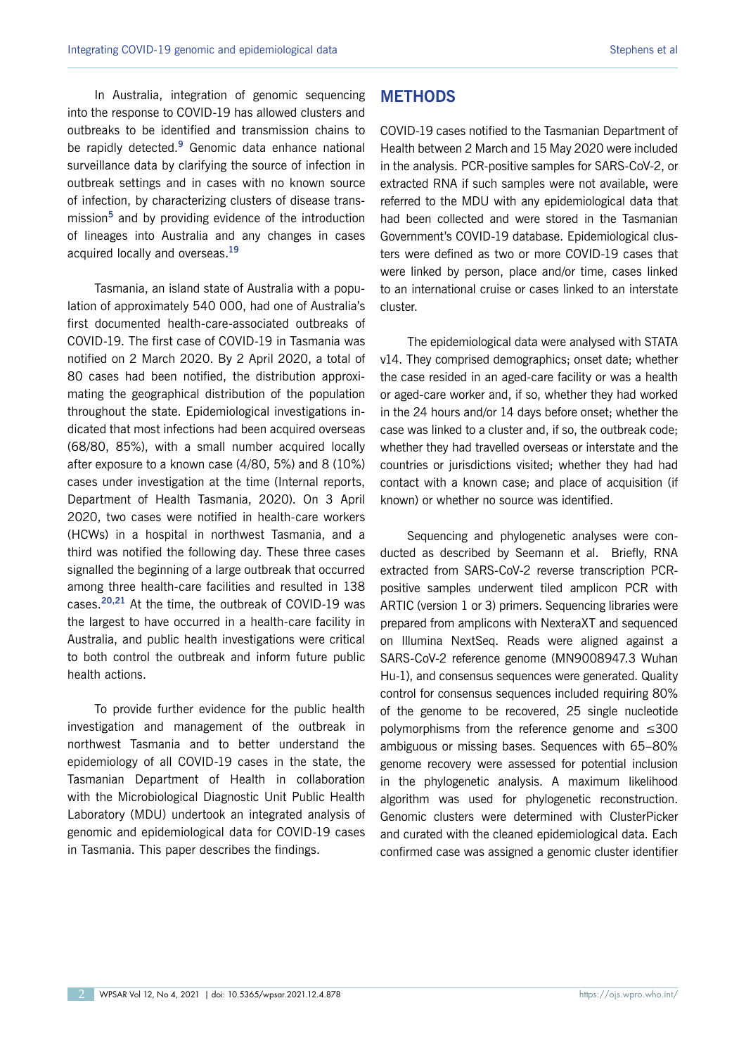In Australia, integration of genomic sequencing into the response to COVID-19 has allowed clusters and outbreaks to be identified and transmission chains to be rapidly detected.[9] Genomic data enhance national surveillance data by clarifying the source of infection in outbreak settings and in cases with no known source of infection, by characterizing clusters of disease transmission[5] and by providing evidence of the introduction of lineages into Australia and any changes in cases acquired locally and overseas.[19]

Tasmania, an island state of Australia with a population of approximately 540 000, had one of Australia's first documented health-care-associated outbreaks of COVID-19. The first case of COVID-19 in Tasmania was notified on 2 March 2020. By 2 April 2020, a total of 80 cases had been notified, the distribution approximating the geographical distribution of the population throughout the state. Epidemiological investigations indicated that most infections had been acquired overseas (68/80, 85%), with a small number acquired locally after exposure to a known case (4/80, 5%) and 8 (10%) cases under investigation at the time (Internal reports, Department of Health Tasmania, 2020). On 3 April 2020, two cases were notified in health-care workers (HCWs) in a hospital in northwest Tasmania, and a third was notified the following day. These three cases signalled the beginning of a large outbreak that occurred among three health-care facilities and resulted in 138 cases.[20,21] At the time, the outbreak of COVID-19 was the largest to have occurred in a health-care facility in Australia, and public health investigations were critical to both control the outbreak and inform future public health actions.

To provide further evidence for the public health investigation and management of the outbreak in northwest Tasmania and to better understand the epidemiology of all COVID-19 cases in the state, the Tasmanian Department of Health in collaboration with the Microbiological Diagnostic Unit Public Health Laboratory (MDU) undertook an integrated analysis of genomic and epidemiological data for COVID-19 cases in Tasmania. This paper describes the findings.

## METHODS

COVID-19 cases notified to the Tasmanian Department of Health between 2 March and 15 May 2020 were included in the analysis. PCR-positive samples for SARS-CoV-2, or extracted RNA if such samples were not available, were referred to the MDU with any epidemiological data that had been collected and were stored in the Tasmanian Government's COVID-19 database. Epidemiological clusters were defined as two or more COVID-19 cases that were linked by person, place and/or time, cases linked to an international cruise or cases linked to an interstate cluster.

The epidemiological data were analysed with STATA v14. They comprised demographics; onset date; whether the case resided in an aged-care facility or was a health or aged-care worker and, if so, whether they had worked in the 24 hours and/or 14 days before onset; whether the case was linked to a cluster and, if so, the outbreak code; whether they had travelled overseas or interstate and the countries or jurisdictions visited; whether they had had contact with a known case; and place of acquisition (if known) or whether no source was identified.

Sequencing and phylogenetic analyses were conducted as described by Seemann et al. Briefly, RNA extracted from SARS-CoV-2 reverse transcription PCR-positive samples underwent tiled amplicon PCR with ARTIC (version 1 or 3) primers. Sequencing libraries were prepared from amplicons with NexteraXT and sequenced on Illumina NextSeq. Reads were aligned against a SARS-CoV-2 reference genome (MN9008947.3 Wuhan Hu-1), and consensus sequences were generated. Quality control for consensus sequences included requiring 80% of the genome to be recovered, 25 single nucleotide polymorphisms from the reference genome and ≤300 ambiguous or missing bases. Sequences with 65–80% genome recovery were assessed for potential inclusion in the phylogenetic analysis. A maximum likelihood algorithm was used for phylogenetic reconstruction. Genomic clusters were determined with ClusterPicker and curated with the cleaned epidemiological data. Each confirmed case was assigned a genomic cluster identifier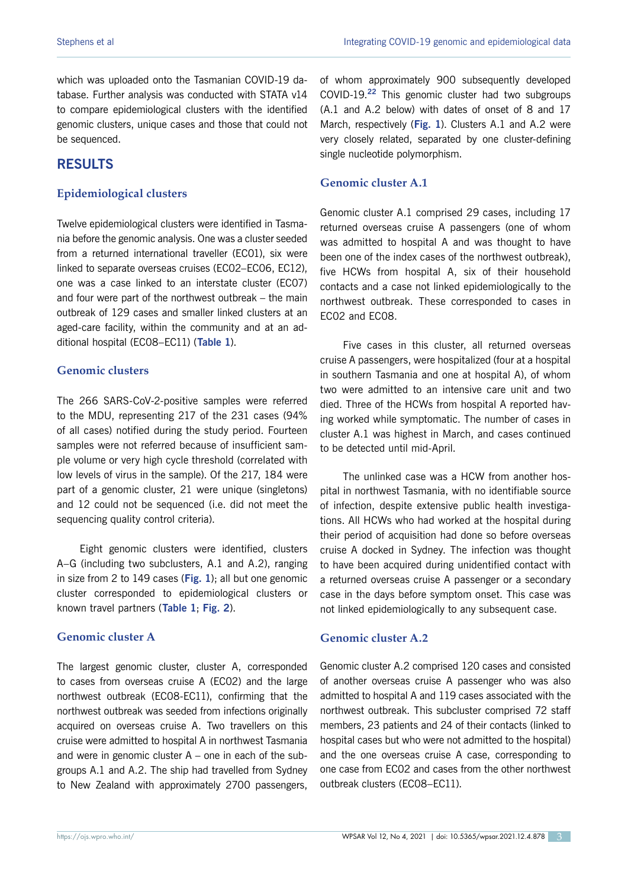which was uploaded onto the Tasmanian COVID-19 database. Further analysis was conducted with STATA v14 to compare epidemiological clusters with the identified genomic clusters, unique cases and those that could not be sequenced.

## RESULTS

### Epidemiological clusters

Twelve epidemiological clusters were identified in Tasmania before the genomic analysis. One was a cluster seeded from a returned international traveller (EC01), six were linked to separate overseas cruises (EC02–EC06, EC12), one was a case linked to an interstate cluster (EC07) and four were part of the northwest outbreak – the main outbreak of 129 cases and smaller linked clusters at an aged-care facility, within the community and at an additional hospital (EC08–EC11) (**Table 1**).

### Genomic clusters

The 266 SARS-CoV-2-positive samples were referred to the MDU, representing 217 of the 231 cases (94% of all cases) notified during the study period. Fourteen samples were not referred because of insufficient sample volume or very high cycle threshold (correlated with low levels of virus in the sample). Of the 217, 184 were part of a genomic cluster, 21 were unique (singletons) and 12 could not be sequenced (i.e. did not meet the sequencing quality control criteria).

Eight genomic clusters were identified, clusters A–G (including two subclusters, A.1 and A.2), ranging in size from 2 to 149 cases (**Fig. 1**); all but one genomic cluster corresponded to epidemiological clusters or known travel partners (**Table 1**; **Fig. 2**).

### Genomic cluster A

The largest genomic cluster, cluster A, corresponded to cases from overseas cruise A (EC02) and the large northwest outbreak (EC08-EC11), confirming that the northwest outbreak was seeded from infections originally acquired on overseas cruise A. Two travellers on this cruise were admitted to hospital A in northwest Tasmania and were in genomic cluster A – one in each of the subgroups A.1 and A.2. The ship had travelled from Sydney to New Zealand with approximately 2700 passengers, of whom approximately 900 subsequently developed COVID-19.[22] This genomic cluster had two subgroups (A.1 and A.2 below) with dates of onset of 8 and 17 March, respectively (**Fig. 1**). Clusters A.1 and A.2 were very closely related, separated by one cluster-defining single nucleotide polymorphism.

### Genomic cluster A.1

Genomic cluster A.1 comprised 29 cases, including 17 returned overseas cruise A passengers (one of whom was admitted to hospital A and was thought to have been one of the index cases of the northwest outbreak), five HCWs from hospital A, six of their household contacts and a case not linked epidemiologically to the northwest outbreak. These corresponded to cases in EC02 and EC08.

Five cases in this cluster, all returned overseas cruise A passengers, were hospitalized (four at a hospital in southern Tasmania and one at hospital A), of whom two were admitted to an intensive care unit and two died. Three of the HCWs from hospital A reported having worked while symptomatic. The number of cases in cluster A.1 was highest in March, and cases continued to be detected until mid-April.

The unlinked case was a HCW from another hospital in northwest Tasmania, with no identifiable source of infection, despite extensive public health investigations. All HCWs who had worked at the hospital during their period of acquisition had done so before overseas cruise A docked in Sydney. The infection was thought to have been acquired during unidentified contact with a returned overseas cruise A passenger or a secondary case in the days before symptom onset. This case was not linked epidemiologically to any subsequent case.

### Genomic cluster A.2

Genomic cluster A.2 comprised 120 cases and consisted of another overseas cruise A passenger who was also admitted to hospital A and 119 cases associated with the northwest outbreak. This subcluster comprised 72 staff members, 23 patients and 24 of their contacts (linked to hospital cases but who were not admitted to the hospital) and the one overseas cruise A case, corresponding to one case from EC02 and cases from the other northwest outbreak clusters (EC08–EC11).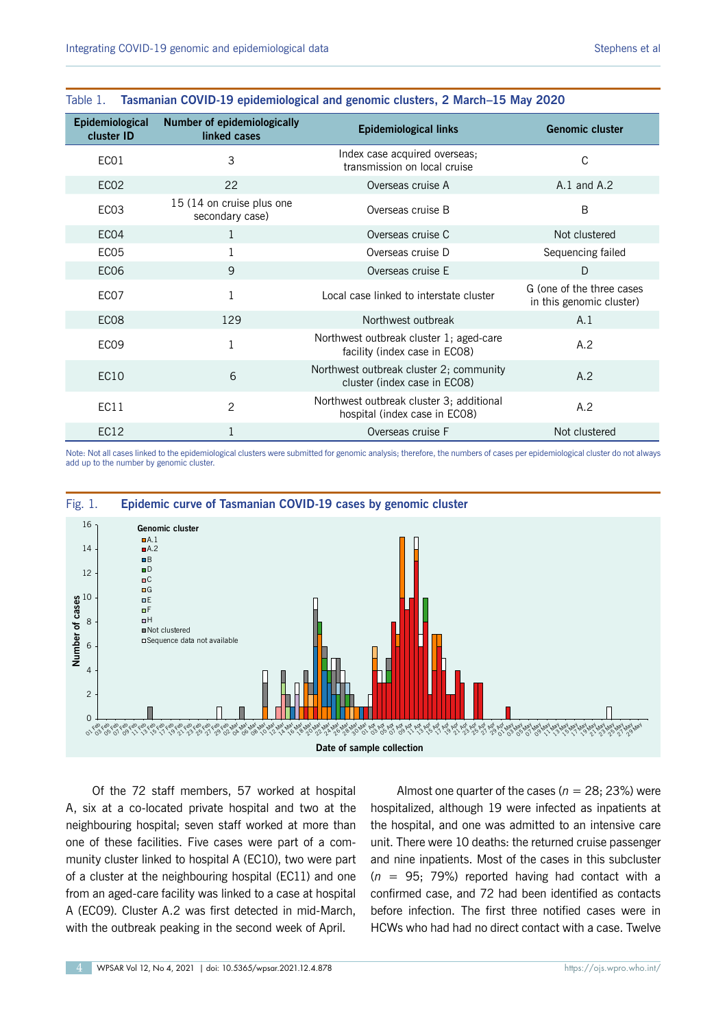Table 1. **Tasmanian COVID-19 epidemiological and genomic clusters, 2 March–15 May 2020**

| Epidemiological cluster ID | Number of epidemiologically linked cases | Epidemiological links | Genomic cluster |
|---|---|---|---|
| EC01 | 3 | Index case acquired overseas; transmission on local cruise | C |
| EC02 | 22 | Overseas cruise A | A.1 and A.2 |
| EC03 | 15 (14 on cruise plus one secondary case) | Overseas cruise B | B |
| EC04 | 1 | Overseas cruise C | Not clustered |
| EC05 | 1 | Overseas cruise D | Sequencing failed |
| EC06 | 9 | Overseas cruise E | D |
| EC07 | 1 | Local case linked to interstate cluster | G (one of the three cases in this genomic cluster) |
| EC08 | 129 | Northwest outbreak | A.1 |
| EC09 | 1 | Northwest outbreak cluster 1; aged-care facility (index case in EC08) | A.2 |
| EC10 | 6 | Northwest outbreak cluster 2; community cluster (index case in EC08) | A.2 |
| EC11 | 2 | Northwest outbreak cluster 3; additional hospital (index case in EC08) | A.2 |
| EC12 | 1 | Overseas cruise F | Not clustered |

Note: Not all cases linked to the epidemiological clusters were submitted for genomic analysis; therefore, the numbers of cases per epidemiological cluster do not always add up to the number by genomic cluster.

Fig. 1. **Epidemic curve of Tasmanian COVID-19 cases by genomic cluster**

Of the 72 staff members, 57 worked at hospital A, six at a co-located private hospital and two at the neighbouring hospital; seven staff worked at more than one of these facilities. Five cases were part of a community cluster linked to hospital A (EC10), two were part of a cluster at the neighbouring hospital (EC11) and one from an aged-care facility was linked to a case at hospital A (EC09). Cluster A.2 was first detected in mid-March, with the outbreak peaking in the second week of April.

Almost one quarter of the cases (*n* = 28; 23%) were hospitalized, although 19 were infected as inpatients at the hospital, and one was admitted to an intensive care unit. There were 10 deaths: the returned cruise passenger and nine inpatients. Most of the cases in this subcluster (*n* = 95; 79%) reported having had contact with a confirmed case, and 72 had been identified as contacts before infection. The first three notified cases were in HCWs who had had no direct contact with a case. Twelve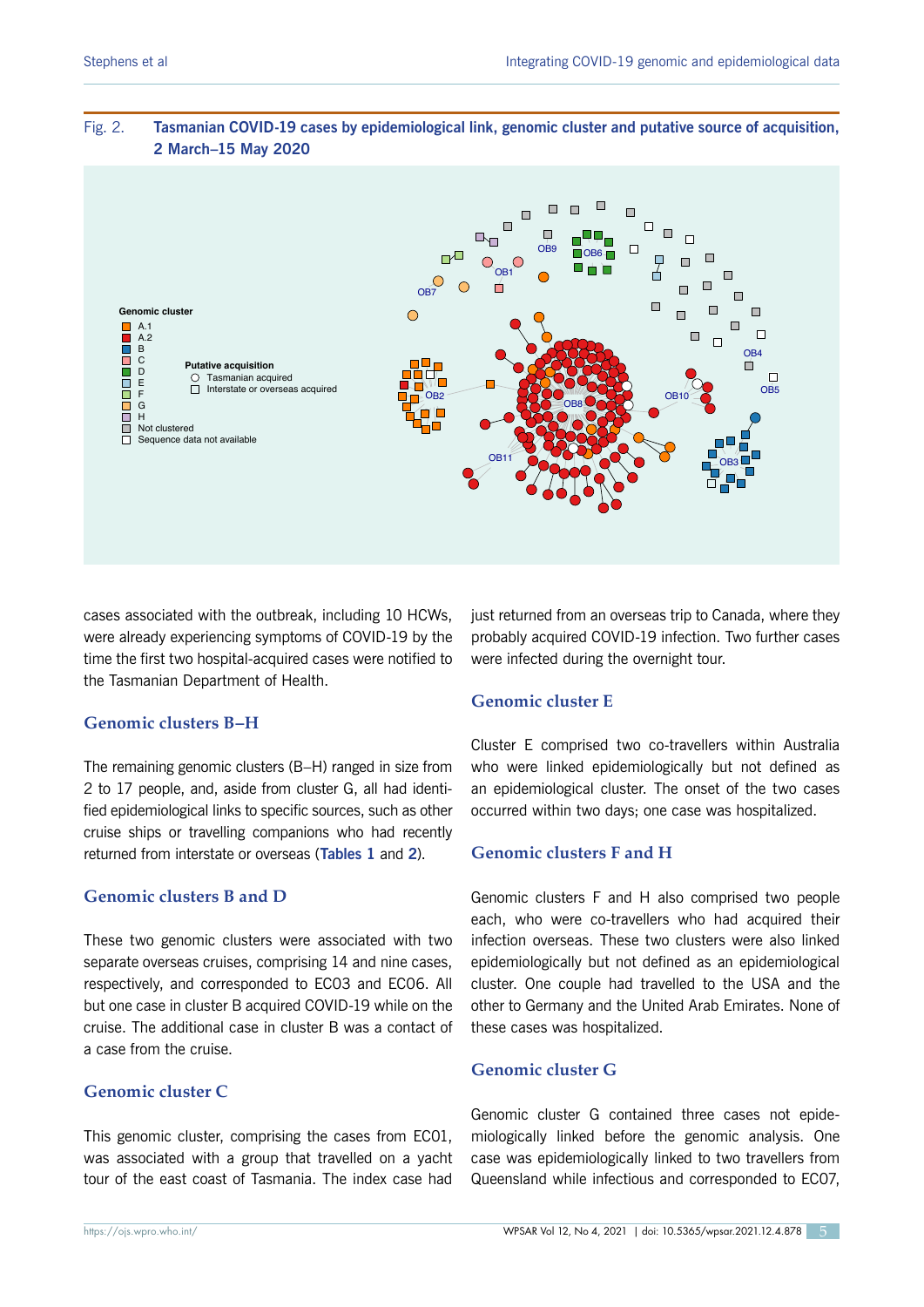Fig. 2. **Tasmanian COVID-19 cases by epidemiological link, genomic cluster and putative source of acquisition, 2 March–15 May 2020**

cases associated with the outbreak, including 10 HCWs, were already experiencing symptoms of COVID-19 by the time the first two hospital-acquired cases were notified to the Tasmanian Department of Health.

## Genomic clusters B–H

The remaining genomic clusters (B–H) ranged in size from 2 to 17 people, and, aside from cluster G, all had identified epidemiological links to specific sources, such as other cruise ships or travelling companions who had recently returned from interstate or overseas (Tables 1 and 2).

## Genomic clusters B and D

These two genomic clusters were associated with two separate overseas cruises, comprising 14 and nine cases, respectively, and corresponded to EC03 and EC06. All but one case in cluster B acquired COVID-19 while on the cruise. The additional case in cluster B was a contact of a case from the cruise.

## Genomic cluster C

This genomic cluster, comprising the cases from EC01, was associated with a group that travelled on a yacht tour of the east coast of Tasmania. The index case had just returned from an overseas trip to Canada, where they probably acquired COVID-19 infection. Two further cases were infected during the overnight tour.

## Genomic cluster E

Cluster E comprised two co-travellers within Australia who were linked epidemiologically but not defined as an epidemiological cluster. The onset of the two cases occurred within two days; one case was hospitalized.

## Genomic clusters F and H

Genomic clusters F and H also comprised two people each, who were co-travellers who had acquired their infection overseas. These two clusters were also linked epidemiologically but not defined as an epidemiological cluster. One couple had travelled to the USA and the other to Germany and the United Arab Emirates. None of these cases was hospitalized.

## Genomic cluster G

Genomic cluster G contained three cases not epidemiologically linked before the genomic analysis. One case was epidemiologically linked to two travellers from Queensland while infectious and corresponded to EC07,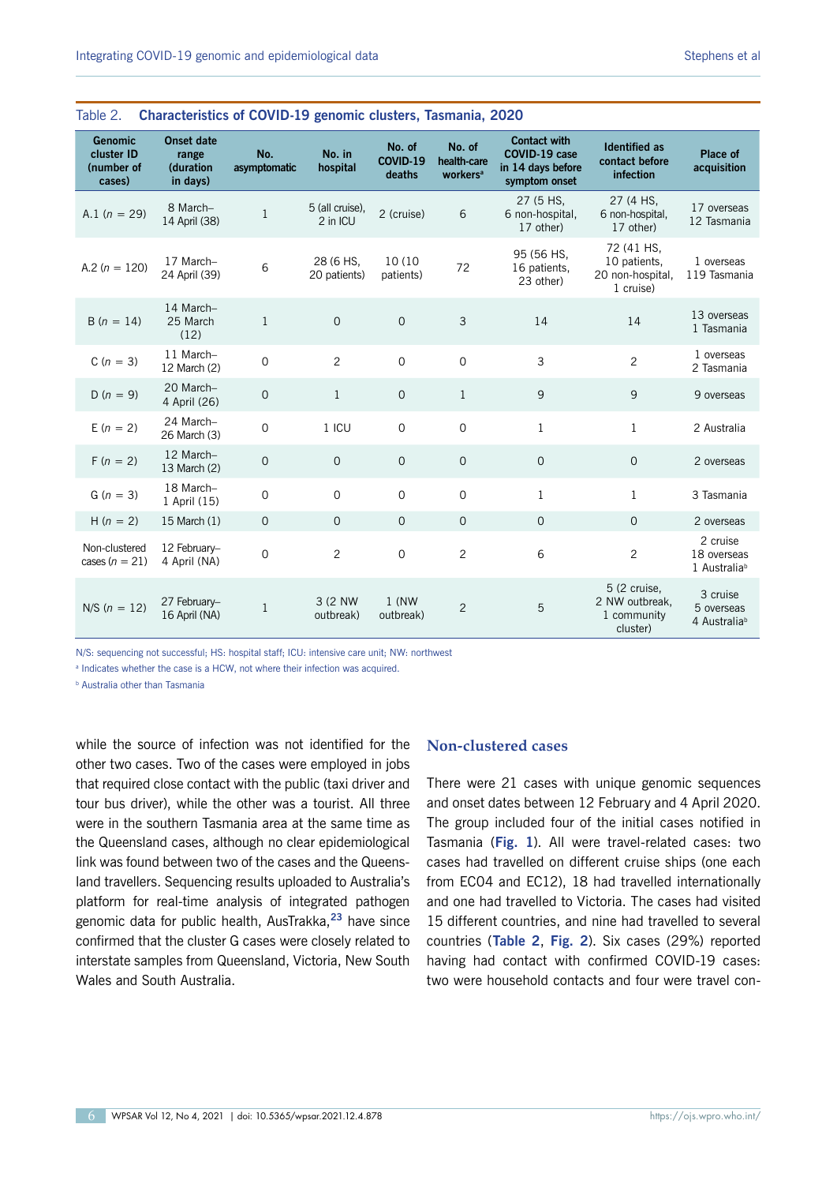Table 2. **Characteristics of COVID-19 genomic clusters, Tasmania, 2020**

| Genomic cluster ID (number of cases) | Onset date range (duration in days) | No. asymptomatic | No. in hospital | No. of COVID-19 deaths | No. of health-care workers[a] | Contact with COVID-19 case in 14 days before symptom onset | Identified as contact before infection | Place of acquisition |
|---|---|---|---|---|---|---|---|---|
| A.1 ($n$ = 29) | 8 March–14 April (38) | 1 | 5 (all cruise), 2 in ICU | 2 (cruise) | 6 | 27 (5 HS, 6 non-hospital, 17 other) | 27 (4 HS, 6 non-hospital, 17 other) | 17 overseas 12 Tasmania |
| A.2 ($n$ = 120) | 17 March–24 April (39) | 6 | 28 (6 HS, 20 patients) | 10 (10 patients) | 72 | 95 (56 HS, 16 patients, 23 other) | 72 (41 HS, 10 patients, 20 non-hospital, 1 cruise) | 1 overseas 119 Tasmania |
| B ($n$ = 14) | 14 March–25 March (12) | 1 | 0 | 0 | 3 | 14 | 14 | 13 overseas 1 Tasmania |
| C ($n$ = 3) | 11 March–12 March (2) | 0 | 2 | 0 | 0 | 3 | 2 | 1 overseas 2 Tasmania |
| D ($n$ = 9) | 20 March–4 April (26) | 0 | 1 | 0 | 1 | 9 | 9 | 9 overseas |
| E ($n$ = 2) | 24 March–26 March (3) | 0 | 1 ICU | 0 | 0 | 1 | 1 | 2 Australia |
| F ($n$ = 2) | 12 March–13 March (2) | 0 | 0 | 0 | 0 | 0 | 0 | 2 overseas |
| G ($n$ = 3) | 18 March–1 April (15) | 0 | 0 | 0 | 0 | 1 | 1 | 3 Tasmania |
| H ($n$ = 2) | 15 March (1) | 0 | 0 | 0 | 0 | 0 | 0 | 2 overseas |
| Non-clustered cases ($n$ = 21) | 12 February–4 April (NA) | 0 | 2 | 0 | 2 | 6 | 2 | 2 cruise 18 overseas 1 Australia[b] |
| N/S ($n$ = 12) | 27 February–16 April (NA) | 1 | 3 (2 NW outbreak) | 1 (NW outbreak) | 2 | 5 | 5 (2 cruise, 2 NW outbreak, 1 community cluster) | 3 cruise 5 overseas 4 Australia[b] |

N/S: sequencing not successful; HS: hospital staff; ICU: intensive care unit; NW: northwest

[a] Indicates whether the case is a HCW, not where their infection was acquired.

[b] Australia other than Tasmania

while the source of infection was not identified for the other two cases. Two of the cases were employed in jobs that required close contact with the public (taxi driver and tour bus driver), while the other was a tourist. All three were in the southern Tasmania area at the same time as the Queensland cases, although no clear epidemiological link was found between two of the cases and the Queensland travellers. Sequencing results uploaded to Australia's platform for real-time analysis of integrated pathogen genomic data for public health, AusTrakka,[23] have since confirmed that the cluster G cases were closely related to interstate samples from Queensland, Victoria, New South Wales and South Australia.

## Non-clustered cases

There were 21 cases with unique genomic sequences and onset dates between 12 February and 4 April 2020. The group included four of the initial cases notified in Tasmania (**Fig. 1**). All were travel-related cases: two cases had travelled on different cruise ships (one each from EC04 and EC12), 18 had travelled internationally and one had travelled to Victoria. The cases had visited 15 different countries, and nine had travelled to several countries (**Table 2**, **Fig. 2**). Six cases (29%) reported having had contact with confirmed COVID-19 cases: two were household contacts and four were travel con-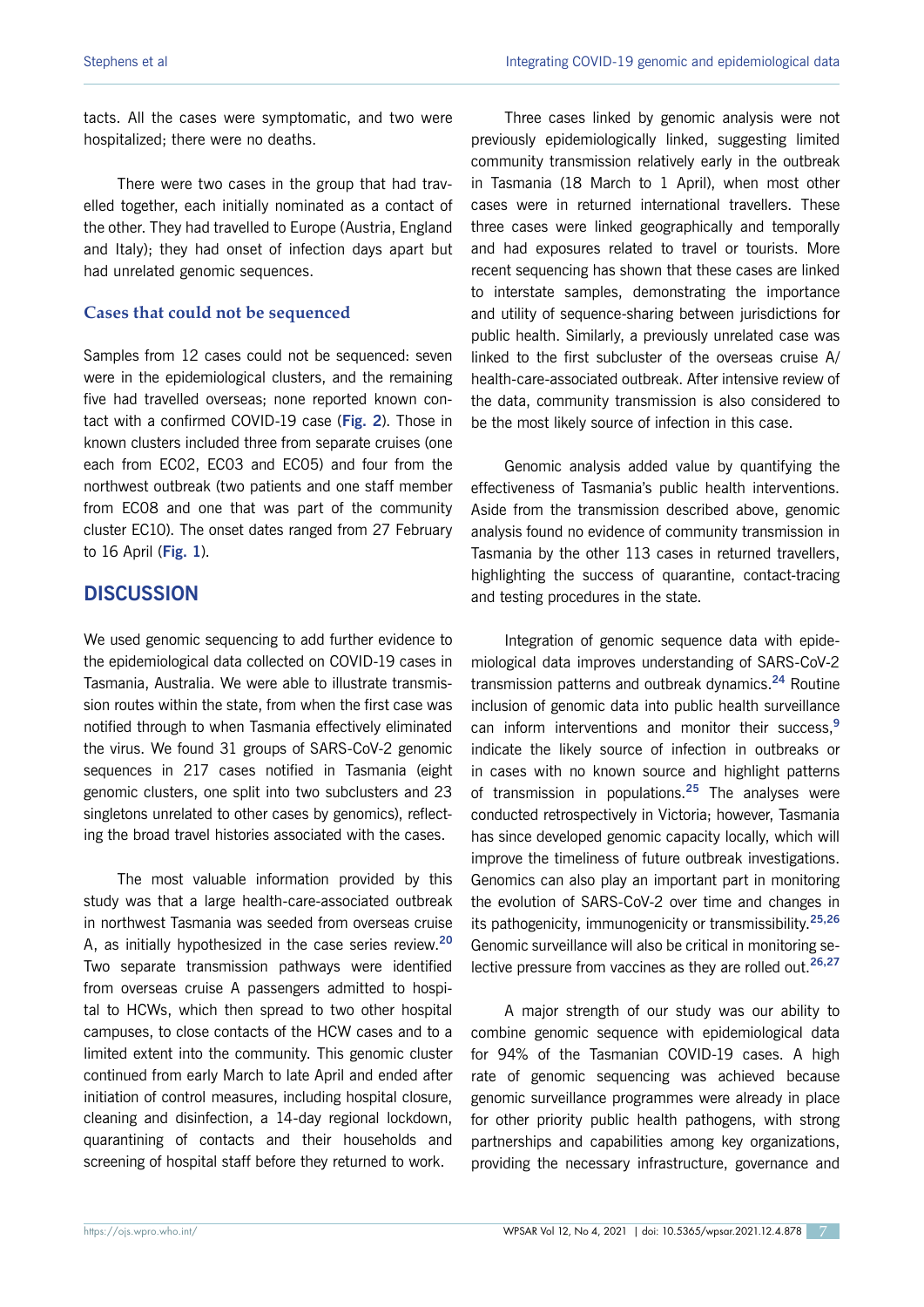tacts. All the cases were symptomatic, and two were hospitalized; there were no deaths.

There were two cases in the group that had travelled together, each initially nominated as a contact of the other. They had travelled to Europe (Austria, England and Italy); they had onset of infection days apart but had unrelated genomic sequences.

### Cases that could not be sequenced

Samples from 12 cases could not be sequenced: seven were in the epidemiological clusters, and the remaining five had travelled overseas; none reported known contact with a confirmed COVID-19 case (**Fig. 2**). Those in known clusters included three from separate cruises (one each from EC02, EC03 and EC05) and four from the northwest outbreak (two patients and one staff member from EC08 and one that was part of the community cluster EC10). The onset dates ranged from 27 February to 16 April (**Fig. 1**).

## DISCUSSION

We used genomic sequencing to add further evidence to the epidemiological data collected on COVID-19 cases in Tasmania, Australia. We were able to illustrate transmission routes within the state, from when the first case was notified through to when Tasmania effectively eliminated the virus. We found 31 groups of SARS-CoV-2 genomic sequences in 217 cases notified in Tasmania (eight genomic clusters, one split into two subclusters and 23 singletons unrelated to other cases by genomics), reflecting the broad travel histories associated with the cases.

The most valuable information provided by this study was that a large health-care-associated outbreak in northwest Tasmania was seeded from overseas cruise A, as initially hypothesized in the case series review.[20] Two separate transmission pathways were identified from overseas cruise A passengers admitted to hospital to HCWs, which then spread to two other hospital campuses, to close contacts of the HCW cases and to a limited extent into the community. This genomic cluster continued from early March to late April and ended after initiation of control measures, including hospital closure, cleaning and disinfection, a 14-day regional lockdown, quarantining of contacts and their households and screening of hospital staff before they returned to work.

Three cases linked by genomic analysis were not previously epidemiologically linked, suggesting limited community transmission relatively early in the outbreak in Tasmania (18 March to 1 April), when most other cases were in returned international travellers. These three cases were linked geographically and temporally and had exposures related to travel or tourists. More recent sequencing has shown that these cases are linked to interstate samples, demonstrating the importance and utility of sequence-sharing between jurisdictions for public health. Similarly, a previously unrelated case was linked to the first subcluster of the overseas cruise A/ health-care-associated outbreak. After intensive review of the data, community transmission is also considered to be the most likely source of infection in this case.

Genomic analysis added value by quantifying the effectiveness of Tasmania's public health interventions. Aside from the transmission described above, genomic analysis found no evidence of community transmission in Tasmania by the other 113 cases in returned travellers, highlighting the success of quarantine, contact-tracing and testing procedures in the state.

Integration of genomic sequence data with epidemiological data improves understanding of SARS-CoV-2 transmission patterns and outbreak dynamics.[24] Routine inclusion of genomic data into public health surveillance can inform interventions and monitor their success,[9] indicate the likely source of infection in outbreaks or in cases with no known source and highlight patterns of transmission in populations.[25] The analyses were conducted retrospectively in Victoria; however, Tasmania has since developed genomic capacity locally, which will improve the timeliness of future outbreak investigations. Genomics can also play an important part in monitoring the evolution of SARS-CoV-2 over time and changes in its pathogenicity, immunogenicity or transmissibility.[25,26] Genomic surveillance will also be critical in monitoring selective pressure from vaccines as they are rolled out.[26,27]

A major strength of our study was our ability to combine genomic sequence with epidemiological data for 94% of the Tasmanian COVID-19 cases. A high rate of genomic sequencing was achieved because genomic surveillance programmes were already in place for other priority public health pathogens, with strong partnerships and capabilities among key organizations, providing the necessary infrastructure, governance and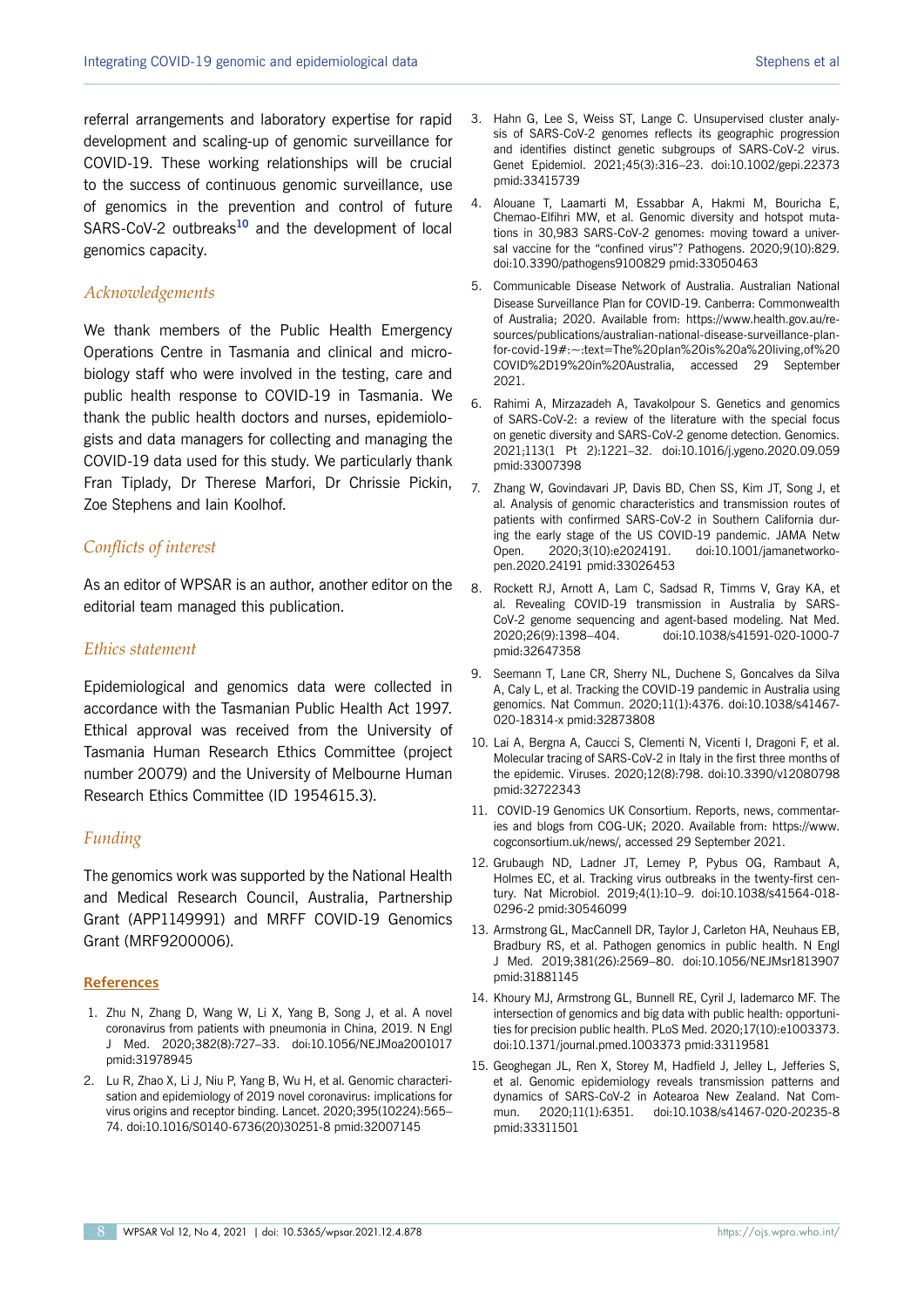referral arrangements and laboratory expertise for rapid development and scaling-up of genomic surveillance for COVID-19. These working relationships will be crucial to the success of continuous genomic surveillance, use of genomics in the prevention and control of future SARS-CoV-2 outbreaks[10] and the development of local genomics capacity.

## Acknowledgements

We thank members of the Public Health Emergency Operations Centre in Tasmania and clinical and microbiology staff who were involved in the testing, care and public health response to COVID-19 in Tasmania. We thank the public health doctors and nurses, epidemiologists and data managers for collecting and managing the COVID-19 data used for this study. We particularly thank Fran Tiplady, Dr Therese Marfori, Dr Chrissie Pickin, Zoe Stephens and Iain Koolhof.

## Conflicts of interest

As an editor of WPSAR is an author, another editor on the editorial team managed this publication.

## Ethics statement

Epidemiological and genomics data were collected in accordance with the Tasmanian Public Health Act 1997. Ethical approval was received from the University of Tasmania Human Research Ethics Committee (project number 20079) and the University of Melbourne Human Research Ethics Committee (ID 1954615.3).

## Funding

The genomics work was supported by the National Health and Medical Research Council, Australia, Partnership Grant (APP1149991) and MRFF COVID-19 Genomics Grant (MRF9200006).

## References

1. Zhu N, Zhang D, Wang W, Li X, Yang B, Song J, et al. A novel coronavirus from patients with pneumonia in China, 2019. N Engl J Med. 2020;382(8):727–33. doi:10.1056/NEJMoa2001017 pmid:31978945
2. Lu R, Zhao X, Li J, Niu P, Yang B, Wu H, et al. Genomic characterisation and epidemiology of 2019 novel coronavirus: implications for virus origins and receptor binding. Lancet. 2020;395(10224):565–74. doi:10.1016/S0140-6736(20)30251-8 pmid:32007145
3. Hahn G, Lee S, Weiss ST, Lange C. Unsupervised cluster analysis of SARS-CoV-2 genomes reflects its geographic progression and identifies distinct genetic subgroups of SARS-CoV-2 virus. Genet Epidemiol. 2021;45(3):316–23. doi:10.1002/gepi.22373 pmid:33415739
4. Alouane T, Laamarti M, Essabbar A, Hakmi M, Bouricha E, Chemao-Elfihri MW, et al. Genomic diversity and hotspot mutations in 30,983 SARS-CoV-2 genomes: moving toward a universal vaccine for the "confined virus"? Pathogens. 2020;9(10):829. doi:10.3390/pathogens9100829 pmid:33050463
5. Communicable Disease Network of Australia. Australian National Disease Surveillance Plan for COVID-19. Canberra: Commonwealth of Australia; 2020. Available from: https://www.health.gov.au/resources/publications/australian-national-disease-surveillance-plan-for-covid-19#:~:text=The%20plan%20is%20a%20living,of%20COVID%2D19%20in%20Australia, accessed 29 September 2021.
6. Rahimi A, Mirzazadeh A, Tavakolpour S. Genetics and genomics of SARS-CoV-2: a review of the literature with the special focus on genetic diversity and SARS-CoV-2 genome detection. Genomics. 2021;113(1 Pt 2):1221–32. doi:10.1016/j.ygeno.2020.09.059 pmid:33007398
7. Zhang W, Govindavari JP, Davis BD, Chen SS, Kim JT, Song J, et al. Analysis of genomic characteristics and transmission routes of patients with confirmed SARS-CoV-2 in Southern California during the early stage of the US COVID-19 pandemic. JAMA Netw Open. 2020;3(10):e2024191. doi:10.1001/jamanetworkopen.2020.24191 pmid:33026453
8. Rockett RJ, Arnott A, Lam C, Sadsad R, Timms V, Gray KA, et al. Revealing COVID-19 transmission in Australia by SARS-CoV-2 genome sequencing and agent-based modeling. Nat Med. 2020;26(9):1398–404. doi:10.1038/s41591-020-1000-7 pmid:32647358
9. Seemann T, Lane CR, Sherry NL, Duchene S, Goncalves da Silva A, Caly L, et al. Tracking the COVID-19 pandemic in Australia using genomics. Nat Commun. 2020;11(1):4376. doi:10.1038/s41467-020-18314-x pmid:32873808
10. Lai A, Bergna A, Caucci S, Clementi N, Vicenti I, Dragoni F, et al. Molecular tracing of SARS-CoV-2 in Italy in the first three months of the epidemic. Viruses. 2020;12(8):798. doi:10.3390/v12080798 pmid:32722343
11. COVID-19 Genomics UK Consortium. Reports, news, commentaries and blogs from COG-UK; 2020. Available from: https://www.cogconsortium.uk/news/, accessed 29 September 2021.
12. Grubaugh ND, Ladner JT, Lemey P, Pybus OG, Rambaut A, Holmes EC, et al. Tracking virus outbreaks in the twenty-first century. Nat Microbiol. 2019;4(1):10–9. doi:10.1038/s41564-018-0296-2 pmid:30546099
13. Armstrong GL, MacCannell DR, Taylor J, Carleton HA, Neuhaus EB, Bradbury RS, et al. Pathogen genomics in public health. N Engl J Med. 2019;381(26):2569–80. doi:10.1056/NEJMsr1813907 pmid:31881145
14. Khoury MJ, Armstrong GL, Bunnell RE, Cyril J, Iademarco MF. The intersection of genomics and big data with public health: opportunities for precision public health. PLoS Med. 2020;17(10):e1003373. doi:10.1371/journal.pmed.1003373 pmid:33119581
15. Geoghegan JL, Ren X, Storey M, Hadfield J, Jelley L, Jefferies S, et al. Genomic epidemiology reveals transmission patterns and dynamics of SARS-CoV-2 in Aotearoa New Zealand. Nat Commun. 2020;11(1):6351. doi:10.1038/s41467-020-20235-8 pmid:33311501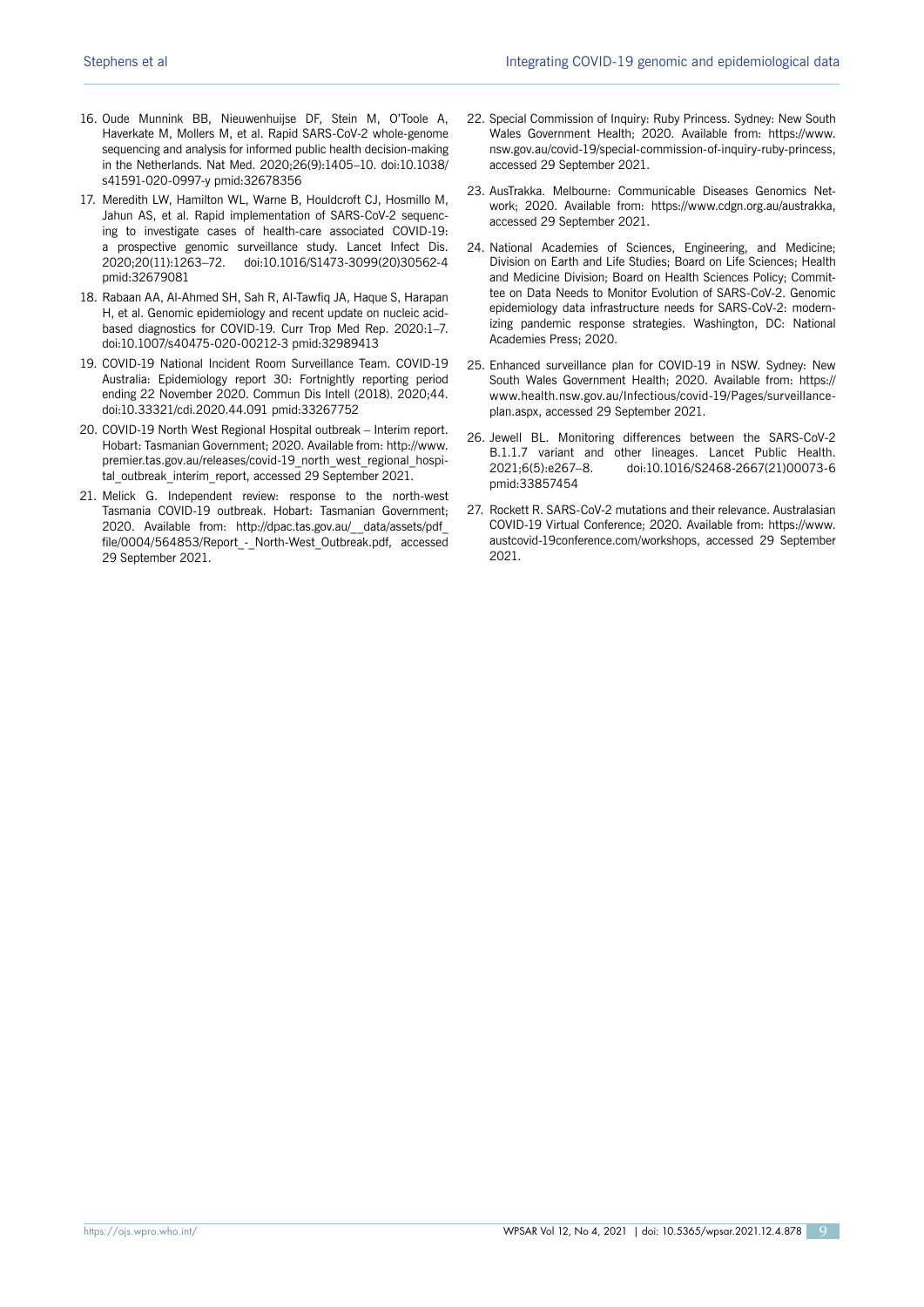16. Oude Munnink BB, Nieuwenhuijse DF, Stein M, O'Toole A, Haverkate M, Mollers M, et al. Rapid SARS-CoV-2 whole-genome sequencing and analysis for informed public health decision-making in the Netherlands. Nat Med. 2020;26(9):1405–10. doi:10.1038/s41591-020-0997-y pmid:32678356
17. Meredith LW, Hamilton WL, Warne B, Houldcroft CJ, Hosmillo M, Jahun AS, et al. Rapid implementation of SARS-CoV-2 sequencing to investigate cases of health-care associated COVID-19: a prospective genomic surveillance study. Lancet Infect Dis. 2020;20(11):1263–72. doi:10.1016/S1473-3099(20)30562-4 pmid:32679081
18. Rabaan AA, Al-Ahmed SH, Sah R, Al-Tawfiq JA, Haque S, Harapan H, et al. Genomic epidemiology and recent update on nucleic acid-based diagnostics for COVID-19. Curr Trop Med Rep. 2020:1–7. doi:10.1007/s40475-020-00212-3 pmid:32989413
19. COVID-19 National Incident Room Surveillance Team. COVID-19 Australia: Epidemiology report 30: Fortnightly reporting period ending 22 November 2020. Commun Dis Intell (2018). 2020;44. doi:10.33321/cdi.2020.44.091 pmid:33267752
20. COVID-19 North West Regional Hospital outbreak – Interim report. Hobart: Tasmanian Government; 2020. Available from: http://www.premier.tas.gov.au/releases/covid-19_north_west_regional_hospital_outbreak_interim_report, accessed 29 September 2021.
21. Melick G. Independent review: response to the north-west Tasmania COVID-19 outbreak. Hobart: Tasmanian Government; 2020. Available from: http://dpac.tas.gov.au/__data/assets/pdf_file/0004/564853/Report_-_North-West_Outbreak.pdf, accessed 29 September 2021.
22. Special Commission of Inquiry: Ruby Princess. Sydney: New South Wales Government Health; 2020. Available from: https://www.nsw.gov.au/covid-19/special-commission-of-inquiry-ruby-princess, accessed 29 September 2021.
23. AusTrakka. Melbourne: Communicable Diseases Genomics Network; 2020. Available from: https://www.cdgn.org.au/austrakka, accessed 29 September 2021.
24. National Academies of Sciences, Engineering, and Medicine; Division on Earth and Life Studies; Board on Life Sciences; Health and Medicine Division; Board on Health Sciences Policy; Committee on Data Needs to Monitor Evolution of SARS-CoV-2. Genomic epidemiology data infrastructure needs for SARS-CoV-2: modernizing pandemic response strategies. Washington, DC: National Academies Press; 2020.
25. Enhanced surveillance plan for COVID-19 in NSW. Sydney: New South Wales Government Health; 2020. Available from: https://www.health.nsw.gov.au/Infectious/covid-19/Pages/surveillance-plan.aspx, accessed 29 September 2021.
26. Jewell BL. Monitoring differences between the SARS-CoV-2 B.1.1.7 variant and other lineages. Lancet Public Health. 2021;6(5):e267–8. doi:10.1016/S2468-2667(21)00073-6 pmid:33857454
27. Rockett R. SARS-CoV-2 mutations and their relevance. Australasian COVID-19 Virtual Conference; 2020. Available from: https://www.austcovid-19conference.com/workshops, accessed 29 September 2021.